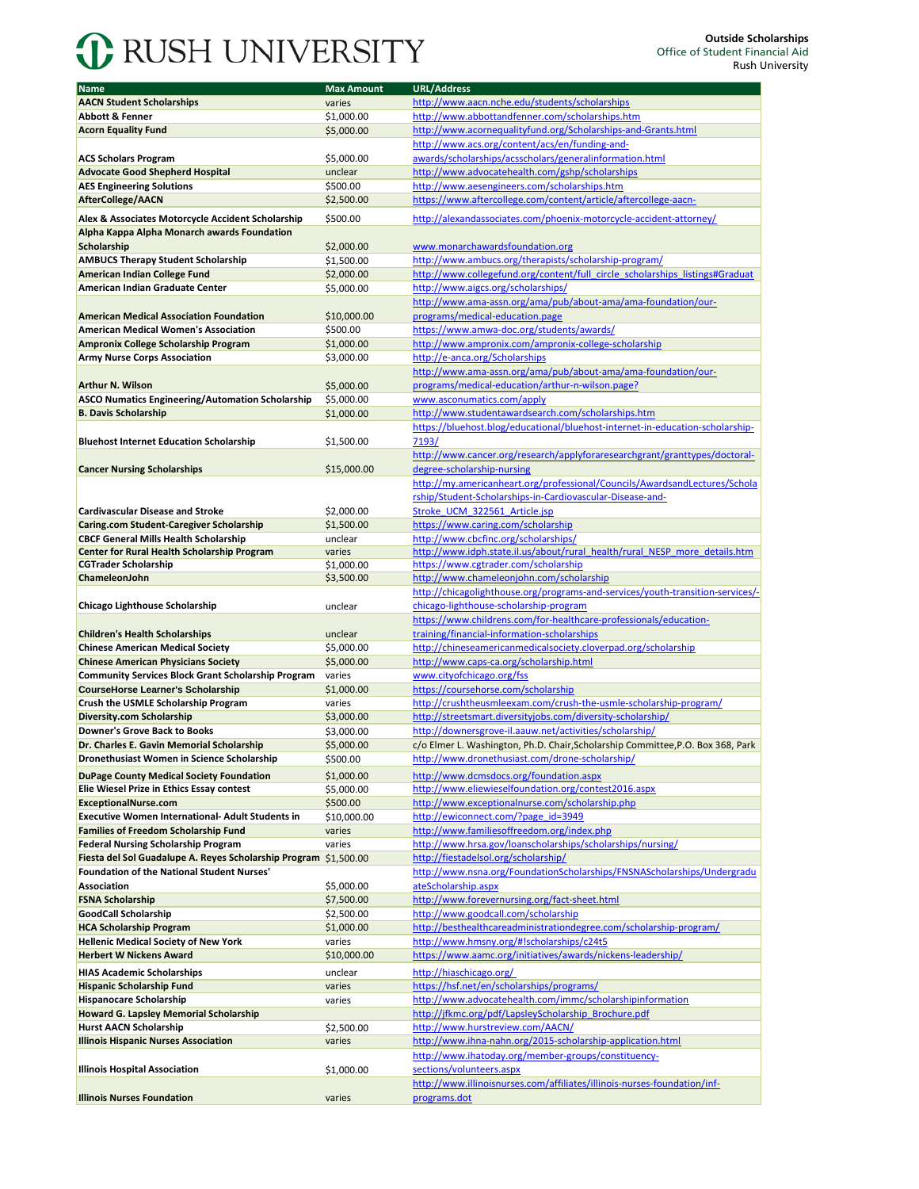# RUSH UNIVERSITY

**Outside Scholarships**
Office of Student Financial Aid
Rush University

| Name | Max Amount | URL/Address |
|---|---|---|
| **AACN Student Scholarships** | varies | http://www.aacn.nche.edu/students/scholarships |
| **Abbott & Fenner** | $1,000.00 | http://www.abbottandfenner.com/scholarships.htm |
| **Acorn Equality Fund** | $5,000.00 | http://www.acornequalityfund.org/Scholarships-and-Grants.html |
| **ACS Scholars Program** | $5,000.00 | http://www.acs.org/content/acs/en/funding-and-awards/scholarships/acsscholars/generalinformation.html |
| **Advocate Good Shepherd Hospital** | unclear | http://www.advocatehealth.com/gshp/scholarships |
| **AES Engineering Solutions** | $500.00 | http://www.aesengineers.com/scholarships.htm |
| **AfterCollege/AACN** | $2,500.00 | https://www.aftercollege.com/content/article/aftercollege-aacn- |
| **Alex & Associates Motorcycle Accident Scholarship** | $500.00 | http://alexandassociates.com/phoenix-motorcycle-accident-attorney/ |
| **Alpha Kappa Alpha Monarch awards Foundation Scholarship** | $2,000.00 | www.monarchawardsfoundation.org |
| **AMBUCS Therapy Student Scholarship** | $1,500.00 | http://www.ambucs.org/therapists/scholarship-program/ |
| **American Indian College Fund** | $2,000.00 | http://www.collegefund.org/content/full_circle_scholarships_listings#Graduat |
| **American Indian Graduate Center** | $5,000.00 | http://www.aigcs.org/scholarships/ |
| **American Medical Association Foundation** | $10,000.00 | http://www.ama-assn.org/ama/pub/about-ama/ama-foundation/our-programs/medical-education.page |
| **American Medical Women's Association** | $500.00 | https://www.amwa-doc.org/students/awards/ |
| **Ampronix College Scholarship Program** | $1,000.00 | http://www.ampronix.com/ampronix-college-scholarship |
| **Army Nurse Corps Association** | $3,000.00 | http://e-anca.org/Scholarships |
| **Arthur N. Wilson** | $5,000.00 | http://www.ama-assn.org/ama/pub/about-ama/ama-foundation/our-programs/medical-education/arthur-n-wilson.page? |
| **ASCO Numatics Engineering/Automation Scholarship** | $5,000.00 | www.asconumatics.com/apply |
| **B. Davis Scholarship** | $1,000.00 | http://www.studentawardsearch.com/scholarships.htm |
| **Bluehost Internet Education Scholarship** | $1,500.00 | https://bluehost.blog/educational/bluehost-internet-in-education-scholarship-7193/ |
| **Cancer Nursing Scholarships** | $15,000.00 | http://www.cancer.org/research/applyforaresearchgrant/granttypes/doctoral-degree-scholarship-nursing |
| **Cardivascular Disease and Stroke** | $2,000.00 | http://my.americanheart.org/professional/Councils/AwardsandLectures/Scholarship/Student-Scholarships-in-Cardiovascular-Disease-and-Stroke_UCM_322561_Article.jsp |
| **Caring.com Student-Caregiver Scholarship** | $1,500.00 | https://www.caring.com/scholarship |
| **CBCF General Mills Health Scholarship** | unclear | http://www.cbcfinc.org/scholarships/ |
| **Center for Rural Health Scholarship Program** | varies | http://www.idph.state.il.us/about/rural_health/rural_NESP_more_details.htm |
| **CGTrader Scholarship** | $1,000.00 | https://www.cgtrader.com/scholarship |
| **ChameleonJohn** | $3,500.00 | http://www.chameleonjohn.com/scholarship |
| **Chicago Lighthouse Scholarship** | unclear | http://chicagolighthouse.org/programs-and-services/youth-transition-services/-chicago-lighthouse-scholarship-program |
| **Children's Health Scholarships** | unclear | https://www.childrens.com/for-healthcare-professionals/education-training/financial-information-scholarships |
| **Chinese American Medical Society** | $5,000.00 | http://chineseamericanmedicalsociety.cloverpad.org/scholarship |
| **Chinese American Physicians Society** | $5,000.00 | http://www.caps-ca.org/scholarship.html |
| **Community Services Block Grant Scholarship Program** | varies | www.cityofchicago.org/fss |
| **CourseHorse Learner's Scholarship** | $1,000.00 | https://coursehorse.com/scholarship |
| **Crush the USMLE Scholarship Program** | varies | http://crushtheusmleexam.com/crush-the-usmle-scholarship-program/ |
| **Diversity.com Scholarship** | $3,000.00 | http://streetsmart.diversityjobs.com/diversity-scholarship/ |
| **Downer's Grove Back to Books** | $3,000.00 | http://downersgrove-il.aauw.net/activities/scholarship/ |
| **Dr. Charles E. Gavin Memorial Scholarship** | $5,000.00 | c/o Elmer L. Washington, Ph.D. Chair,Scholarship Committee,P.O. Box 368, Park |
| **Dronethusiast Women in Science Scholarship** | $500.00 | http://www.dronethusiast.com/drone-scholarship/ |
| **DuPage County Medical Society Foundation** | $1,000.00 | http://www.dcmsdocs.org/foundation.aspx |
| **Elie Wiesel Prize in Ethics Essay contest** | $5,000.00 | http://www.eliewieselfoundation.org/contest2016.aspx |
| **ExceptionalNurse.com** | $500.00 | http://www.exceptionalnurse.com/scholarship.php |
| **Executive Women International- Adult Students in** | $10,000.00 | http://ewiconnect.com/?page_id=3949 |
| **Families of Freedom Scholarship Fund** | varies | http://www.familiesoffreedom.org/index.php |
| **Federal Nursing Scholarship Program** | varies | http://www.hrsa.gov/loanscholarships/scholarships/nursing/ |
| **Fiesta del Sol Guadalupe A. Reyes Scholarship Program** | $1,500.00 | http://fiestadelsol.org/scholarship/ |
| **Foundation of the National Student Nurses' Association** | $5,000.00 | http://www.nsna.org/FoundationScholarships/FNSNAScholarships/UndergraduateScholarship.aspx |
| **FSNA Scholarship** | $7,500.00 | http://www.forevernursing.org/fact-sheet.html |
| **GoodCall Scholarship** | $2,500.00 | http://www.goodcall.com/scholarship |
| **HCA Scholarship Program** | $1,000.00 | http://besthealthcareadministrationdegree.com/scholarship-program/ |
| **Hellenic Medical Society of New York** | varies | http://www.hmsny.org/#!scholarships/c24t5 |
| **Herbert W Nickens Award** | $10,000.00 | https://www.aamc.org/initiatives/awards/nickens-leadership/ |
| **HIAS Academic Scholarships** | unclear | http://hiaschicago.org/ |
| **Hispanic Scholarship Fund** | varies | https://hsf.net/en/scholarships/programs/ |
| **Hispanocare Scholarship** | varies | http://www.advocatehealth.com/immc/scholarshipinformation |
| **Howard G. Lapsley Memorial Scholarship** | | http://jfkmc.org/pdf/LapsleyScholarship_Brochure.pdf |
| **Hurst AACN Scholarship** | $2,500.00 | http://www.hurstreview.com/AACN/ |
| **Illinois Hispanic Nurses Association** | varies | http://www.ihna-nahn.org/2015-scholarship-application.html |
| **Illinois Hospital Association** | $1,000.00 | http://www.ihatoday.org/member-groups/constituency-sections/volunteers.aspx |
| **Illinois Nurses Foundation** | varies | http://www.illinoisnurses.com/affiliates/illinois-nurses-foundation/inf-programs.dot |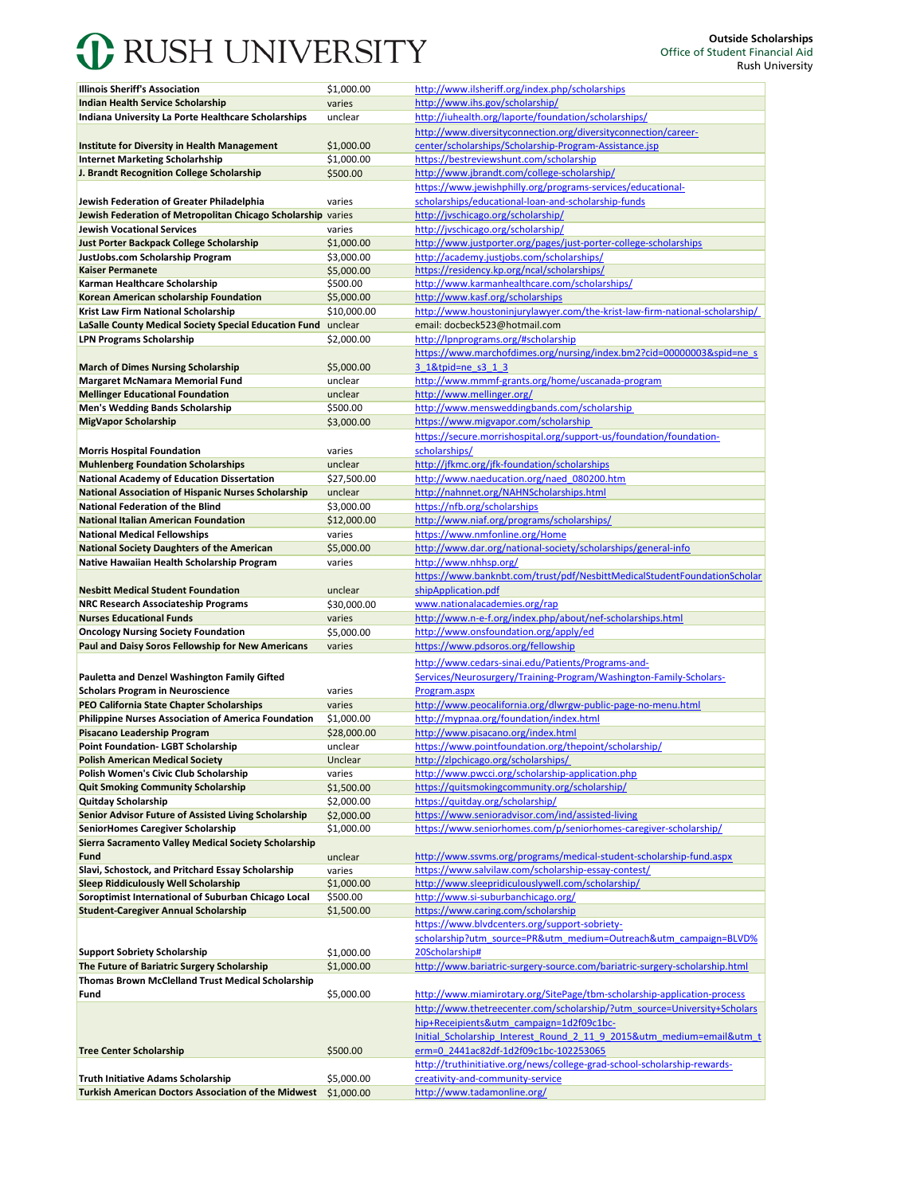| | | |
|---|---|---|
| **Illinois Sheriff's Association** | $1,000.00 | http://www.ilsheriff.org/index.php/scholarships |
| **Indian Health Service Scholarship** | varies | http://www.ihs.gov/scholarship/ |
| **Indiana University La Porte Healthcare Scholarships** | unclear | http://iuhealth.org/laporte/foundation/scholarships/ |
| **Institute for Diversity in Health Management** | $1,000.00 | http://www.diversityconnection.org/diversityconnection/career-center/scholarships/Scholarship-Program-Assistance.jsp |
| **Internet Marketing Scholarhship** | $1,000.00 | https://bestreviewshunt.com/scholarship |
| **J. Brandt Recognition College Scholarship** | $500.00 | http://www.jbrandt.com/college-scholarship/ |
| **Jewish Federation of Greater Philadelphia** | varies | https://www.jewishphilly.org/programs-services/educational-scholarships/educational-loan-and-scholarship-funds |
| **Jewish Federation of Metropolitan Chicago Scholarship** | varies | http://jvschicago.org/scholarship/ |
| **Jewish Vocational Services** | varies | http://jvschicago.org/scholarship/ |
| **Just Porter Backpack College Scholarship** | $1,000.00 | http://www.justporter.org/pages/just-porter-college-scholarships |
| **JustJobs.com Scholarship Program** | $3,000.00 | http://academy.justjobs.com/scholarships/ |
| **Kaiser Permanete** | $5,000.00 | https://residency.kp.org/ncal/scholarships/ |
| **Karman Healthcare Scholarship** | $500.00 | http://www.karmanhealthcare.com/scholarships/ |
| **Korean American scholarship Foundation** | $5,000.00 | http://www.kasf.org/scholarships |
| **Krist Law Firm National Scholarship** | $10,000.00 | http://www.houstoninjurylawyer.com/the-krist-law-firm-national-scholarship/ |
| **LaSalle County Medical Society Special Education Fund** | unclear | email: docbeck523@hotmail.com |
| **LPN Programs Scholarship** | $2,000.00 | http://lpnprograms.org/#scholarship |
| **March of Dimes Nursing Scholarship** | $5,000.00 | https://www.marchofdimes.org/nursing/index.bm2?cid=00000003&spid=ne_s3_1&tpid=ne_s3_1_3 |
| **Margaret McNamara Memorial Fund** | unclear | http://www.mmmf-grants.org/home/uscanada-program |
| **Mellinger Educational Foundation** | unclear | http://www.mellinger.org/ |
| **Men's Wedding Bands Scholarship** | $500.00 | http://www.mensweddingbands.com/scholarship |
| **MigVapor Scholarship** | $3,000.00 | https://www.migvapor.com/scholarship |
| **Morris Hospital Foundation** | varies | https://secure.morrishospital.org/support-us/foundation/foundation-scholarships/ |
| **Muhlenberg Foundation Scholarships** | unclear | http://jfkmc.org/jfk-foundation/scholarships |
| **National Academy of Education Dissertation** | $27,500.00 | http://www.naeducation.org/naed_080200.htm |
| **National Association of Hispanic Nurses Scholarship** | unclear | http://nahnnet.org/NAHNScholarships.html |
| **National Federation of the Blind** | $3,000.00 | https://nfb.org/scholarships |
| **National Italian American Foundation** | $12,000.00 | http://www.niaf.org/programs/scholarships/ |
| **National Medical Fellowships** | varies | https://www.nmfonline.org/Home |
| **National Society Daughters of the American** | $5,000.00 | http://www.dar.org/national-society/scholarships/general-info |
| **Native Hawaiian Health Scholarship Program** | varies | http://www.nhhsp.org/ |
| **Nesbitt Medical Student Foundation** | unclear | https://www.banknbt.com/trust/pdf/NesbittMedicalStudentFoundationScholarshipApplication.pdf |
| **NRC Research Associateship Programs** | $30,000.00 | www.nationalacademies.org/rap |
| **Nurses Educational Funds** | varies | http://www.n-e-f.org/index.php/about/nef-scholarships.html |
| **Oncology Nursing Society Foundation** | $5,000.00 | http://www.onsfoundation.org/apply/ed |
| **Paul and Daisy Soros Fellowship for New Americans** | varies | https://www.pdsoros.org/fellowship |
| **Pauletta and Denzel Washington Family Gifted Scholars Program in Neuroscience** | varies | http://www.cedars-sinai.edu/Patients/Programs-and-Services/Neurosurgery/Training-Program/Washington-Family-Scholars-Program.aspx |
| **PEO California State Chapter Scholarships** | varies | http://www.peocalifornia.org/dlwrgw-public-page-no-menu.html |
| **Philippine Nurses Association of America Foundation** | $1,000.00 | http://mypnaa.org/foundation/index.html |
| **Pisacano Leadership Program** | $28,000.00 | http://www.pisacano.org/index.html |
| **Point Foundation- LGBT Scholarship** | unclear | https://www.pointfoundation.org/thepoint/scholarship/ |
| **Polish American Medical Society** | Unclear | http://zlpchicago.org/scholarships/ |
| **Polish Women's Civic Club Scholarship** | varies | http://www.pwcci.org/scholarship-application.php |
| **Quit Smoking Community Scholarship** | $1,500.00 | https://quitsmokingcommunity.org/scholarship/ |
| **Quitday Scholarship** | $2,000.00 | https://quitday.org/scholarship/ |
| **Senior Advisor Future of Assisted Living Scholarship** | $2,000.00 | https://www.senioradvisor.com/ind/assisted-living |
| **SeniorHomes Caregiver Scholarship** | $1,000.00 | https://www.seniorhomes.com/p/seniorhomes-caregiver-scholarship/ |
| **Sierra Sacramento Valley Medical Society Scholarship Fund** | unclear | http://www.ssvms.org/programs/medical-student-scholarship-fund.aspx |
| **Slavi, Schostock, and Pritchard Essay Scholarship** | varies | https://www.salvilaw.com/scholarship-essay-contest/ |
| **Sleep Riddiculously Well Scholarship** | $1,000.00 | http://www.sleepridiculouslywell.com/scholarship/ |
| **Soroptimist International of Suburban Chicago Local** | $500.00 | http://www.si-suburbanchicago.org/ |
| **Student-Caregiver Annual Scholarship** | $1,500.00 | https://www.caring.com/scholarship |
| **Support Sobriety Scholarship** | $1,000.00 | https://www.blvdcenters.org/support-sobriety-scholarship?utm_source=PR&utm_medium=Outreach&utm_campaign=BLVD%20Scholarship# |
| **The Future of Bariatric Surgery Scholarship** | $1,000.00 | http://www.bariatric-surgery-source.com/bariatric-surgery-scholarship.html |
| **Thomas Brown McClelland Trust Medical Scholarship Fund** | $5,000.00 | http://www.miamirotary.org/SitePage/tbm-scholarship-application-process |
| **Tree Center Scholarship** | $500.00 | http://www.thetreecenter.com/scholarship/?utm_source=University+Scholarship+Receipients&utm_campaign=1d2f09c1bc-Initial_Scholarship_Interest_Round_2_11_9_2015&utm_medium=email&utm_term=0_2441ac82df-1d2f09c1bc-102253065 |
| **Truth Initiative Adams Scholarship** | $5,000.00 | http://truthinitiative.org/news/college-grad-school-scholarship-rewards-creativity-and-community-service |
| **Turkish American Doctors Association of the Midwest** | $1,000.00 | http://www.tadamonline.org/ |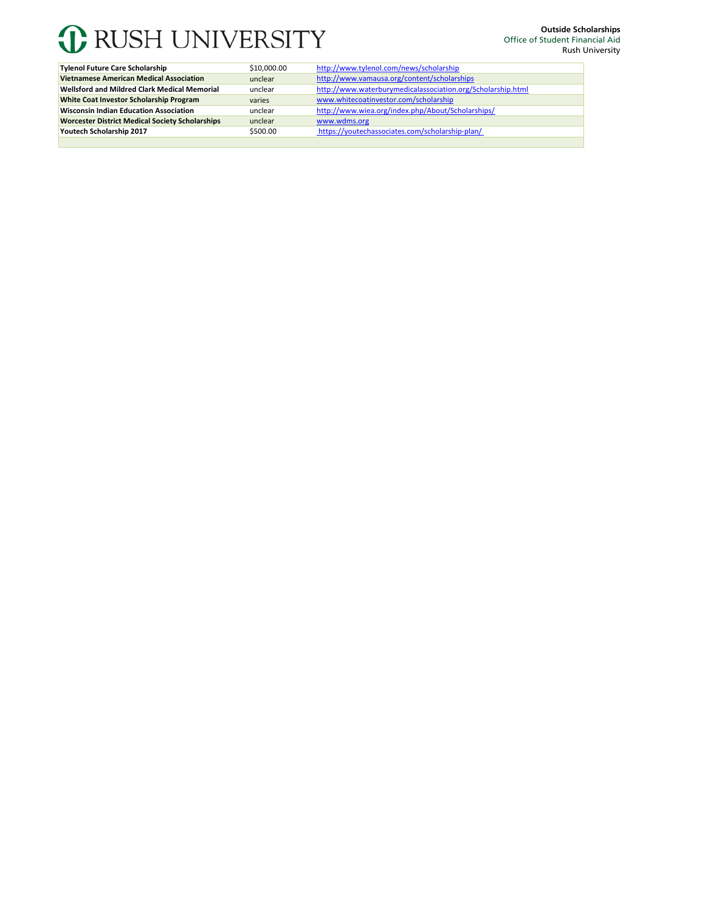| | | |
|---|---|---|
| **Tylenol Future Care Scholarship** | $10,000.00 | http://www.tylenol.com/news/scholarship |
| **Vietnamese American Medical Association** | unclear | http://www.vamausa.org/content/scholarships |
| **Wellsford and Mildred Clark Medical Memorial** | unclear | http://www.waterburymedicalassociation.org/Scholarship.html |
| **White Coat Investor Scholarship Program** | varies | www.whitecoatinvestor.com/scholarship |
| **Wisconsin Indian Education Association** | unclear | http://www.wiea.org/index.php/About/Scholarships/ |
| **Worcester District Medical Society Scholarships** | unclear | www.wdms.org |
| **Youtech Scholarship 2017** | $500.00 | https://youtechassociates.com/scholarship-plan/ |
| | | |